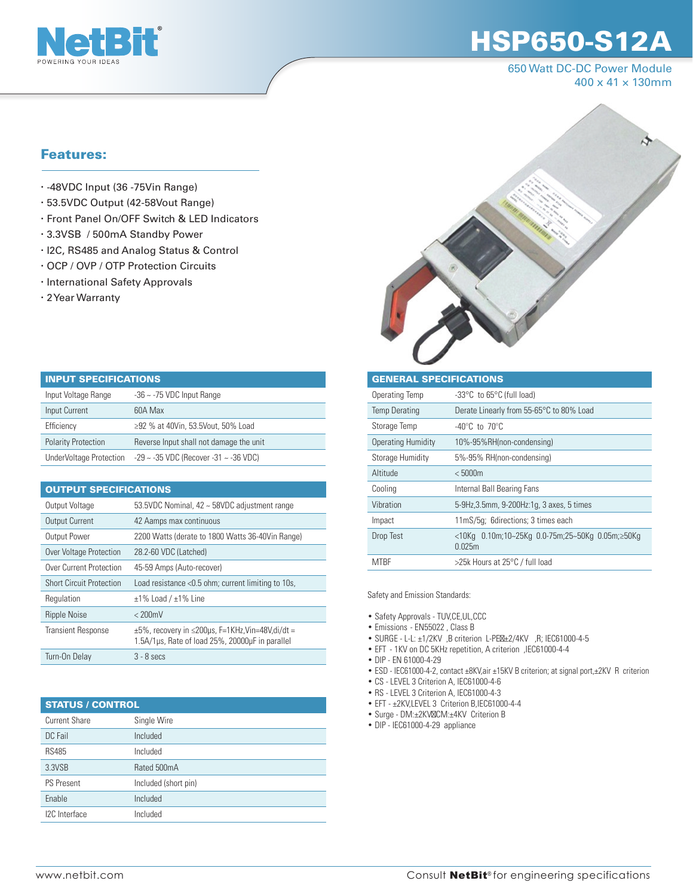# HSP650-S12A

650 Watt DC-DC Power Module
400 x 41 x 130mm

## Features:

- -48VDC Input (36 -75Vin Range)
- 53.5VDC Output (42-58Vout Range)
- Front Panel On/OFF Switch & LED Indicators
- 3.3VSB / 500mA Standby Power
- I2C, RS485 and Analog Status & Control
- OCP / OVP / OTP Protection Circuits
- International Safety Approvals
- 2 Year Warranty

| INPUT SPECIFICATIONS | |
|---|---|
| Input Voltage Range | -36 ~ -75 VDC Input Range |
| Input Current | 60A Max |
| Efficiency | ≥92 % at 40Vin, 53.5Vout, 50% Load |
| Polarity Protection | Reverse Input shall not damage the unit |
| UnderVoltage Protection | -29 ~ -35 VDC (Recover -31 ~ -36 VDC) |

| OUTPUT SPECIFICATIONS | |
|---|---|
| Output Voltage | 53.5VDC Nominal, 42 ~ 58VDC adjustment range |
| Output Current | 42 Aamps max continuous |
| Output Power | 2200 Watts (derate to 1800 Watts 36-40Vin Range) |
| Over Voltage Protection | 28.2-60 VDC (Latched) |
| Over Current Protection | 45-59 Amps (Auto-recover) |
| Short Circuit Protection | Load resistance <0.5 ohm; current limiting to 10s, |
| Regulation | ±1% Load / ±1% Line |
| Ripple Noise | < 200mV |
| Transient Response | ±5%, recovery in ≤200μs, F=1KHz,Vin=48V,di/dt = 1.5A/1μs, Rate of load 25%, 20000μF in parallel |
| Turn-On Delay | 3 - 8 secs |

| STATUS / CONTROL | |
|---|---|
| Current Share | Single Wire |
| DC Fail | Included |
| RS485 | Included |
| 3.3VSB | Rated 500mA |
| PS Present | Included (short pin) |
| Enable | Included |
| I2C Interface | Included |

| GENERAL SPECIFICATIONS | |
|---|---|
| Operating Temp | -33°C to 65°C (full load) |
| Temp Derating | Derate Linearly from 55-65°C to 80% Load |
| Storage Temp | -40°C to 70°C |
| Operating Humidity | 10%-95%RH(non-condensing) |
| Storage Humidity | 5%-95% RH(non-condensing) |
| Altitude | < 5000m |
| Cooling | Internal Ball Bearing Fans |
| Vibration | 5-9Hz,3.5mm, 9-200Hz:1g, 3 axes, 5 times |
| Impact | 11mS/5g; 6directions; 3 times each |
| Drop Test | <10Kg 0.10m;10~25Kg 0.0-75m;25~50Kg 0.05m;≥50Kg 0.025m |
| MTBF | >25k Hours at 25°C / full load |

Safety and Emission Standards:

- Safety Approvals - TUV,CE,UL,CCC
- Emissions - EN55022 , Class B
- SURGE - L-L: ±1/2KV ,B criterion L-PE±2/4KV ,R; IEC61000-4-5
- EFT - 1KV on DC 5KHz repetition, A criterion ,IEC61000-4-4
- DIP - EN 61000-4-29
- ESD - IEC61000-4-2, contact ±8KV,air ±15KV B criterion; at signal port,±2KV R criterion
- CS - LEVEL 3 Criterion A, IEC61000-4-6
- RS - LEVEL 3 Criterion A, IEC61000-4-3
- EFT - ±2KV,LEVEL 3 Criterion B,IEC61000-4-4
- Surge - DM:±2KV CM:±4KV Criterion B
- DIP - IEC61000-4-29 appliance

www.netbit.com Consult **NetBit**® for engineering specifications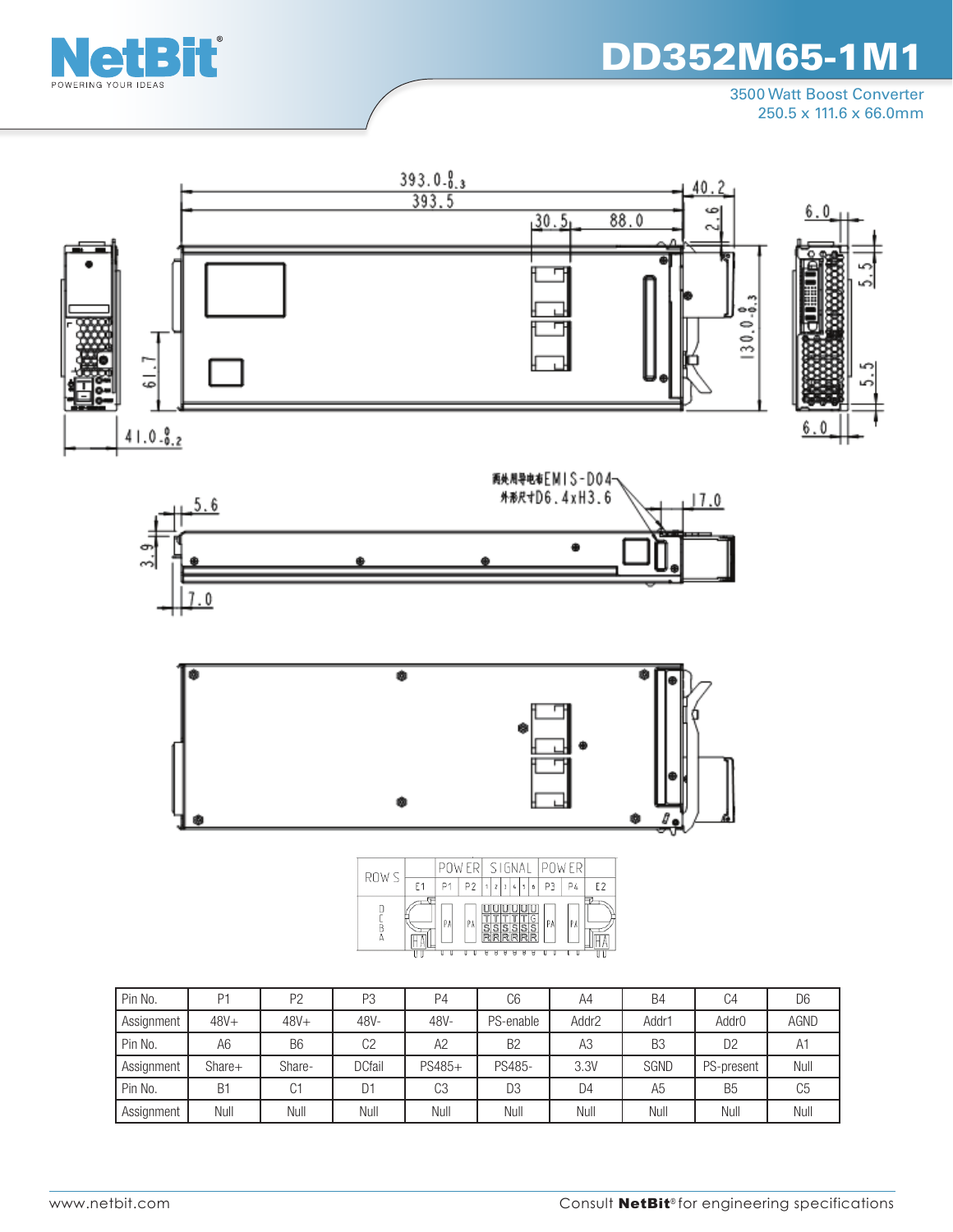# DD352M65-1M1

3500 Watt Boost Converter
250.5 x 111.6 x 66.0mm

393.0 -0.3
393.5
30.5
88.0
40.2
2.6
6.0
5.5
5.5
6.0
130.0 -0.3
61.7
41.0 -0.2

两处用导电布EMIS-D04
外形尺寸D6.4xH3.6
5.6
3.9
7.0
17.0

ROWS
POWER SIGNAL POWER
E1 P1 P2 1 2 3 4 5 6 P3 P4 E2
D C B A

| Pin No. | P1 | P2 | P3 | P4 | C6 | A4 | B4 | C4 | D6 |
|---|---|---|---|---|---|---|---|---|---|
| Assignment | 48V+ | 48V+ | 48V- | 48V- | PS-enable | Addr2 | Addr1 | Addr0 | AGND |
| Pin No. | A6 | B6 | C2 | A2 | B2 | A3 | B3 | D2 | A1 |
| Assignment | Share+ | Share- | DCfail | PS485+ | PS485- | 3.3V | SGND | PS-present | Null |
| Pin No. | B1 | C1 | D1 | C3 | D3 | D4 | A5 | B5 | C5 |
| Assignment | Null | Null | Null | Null | Null | Null | Null | Null | Null |

www.netbit.com

Consult **NetBit**® for engineering specifications